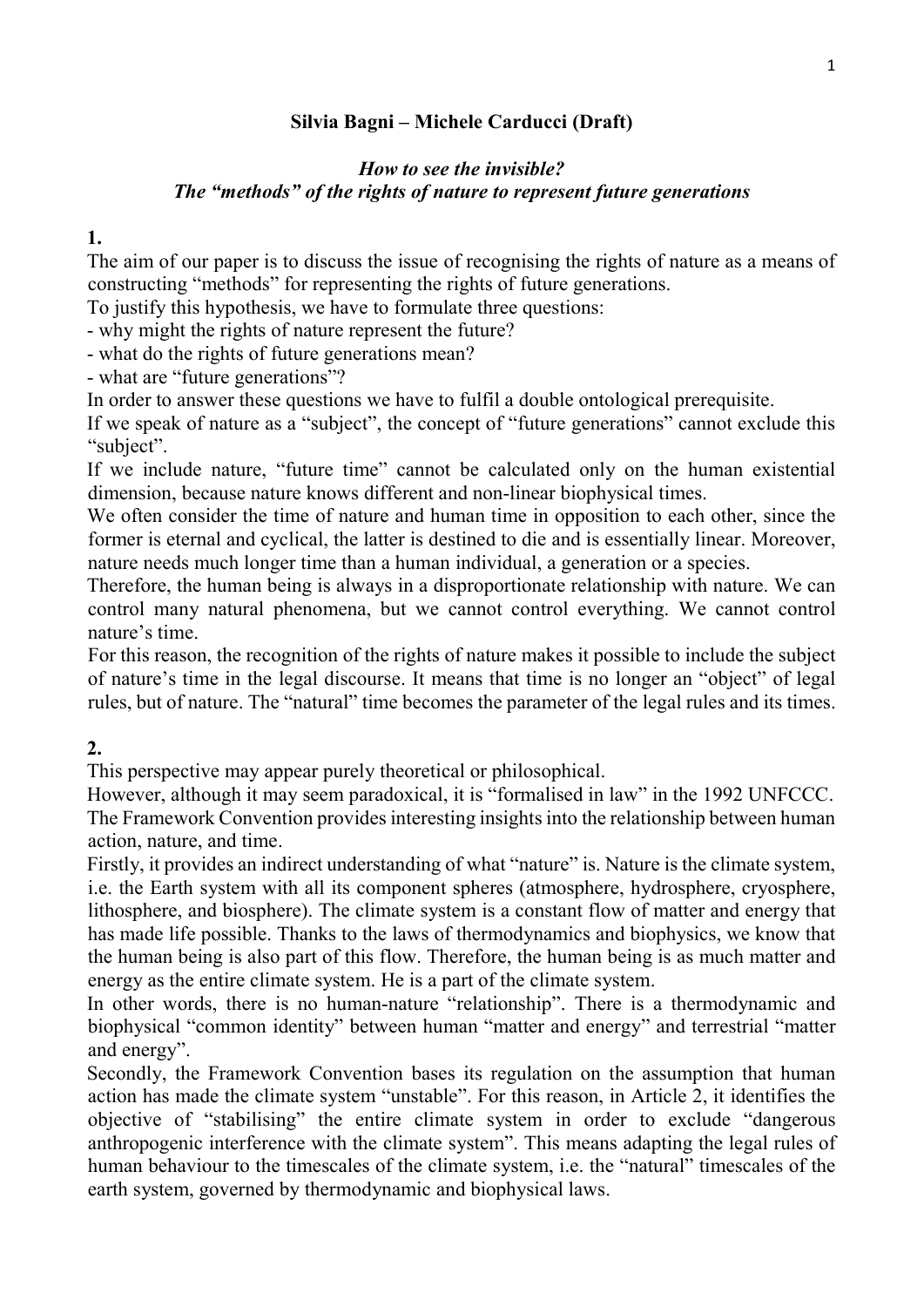**Silvia Bagni – Michele Carducci (Draft)**

***How to see the invisible?***
***The "methods" of the rights of nature to represent future generations***

**1.**

The aim of our paper is to discuss the issue of recognising the rights of nature as a means of constructing "methods" for representing the rights of future generations.

To justify this hypothesis, we have to formulate three questions:

- why might the rights of nature represent the future?
- what do the rights of future generations mean?
- what are "future generations"?

In order to answer these questions we have to fulfil a double ontological prerequisite.

If we speak of nature as a "subject", the concept of "future generations" cannot exclude this "subject".

If we include nature, "future time" cannot be calculated only on the human existential dimension, because nature knows different and non-linear biophysical times.

We often consider the time of nature and human time in opposition to each other, since the former is eternal and cyclical, the latter is destined to die and is essentially linear. Moreover, nature needs much longer time than a human individual, a generation or a species.

Therefore, the human being is always in a disproportionate relationship with nature. We can control many natural phenomena, but we cannot control everything. We cannot control nature's time.

For this reason, the recognition of the rights of nature makes it possible to include the subject of nature's time in the legal discourse. It means that time is no longer an "object" of legal rules, but of nature. The "natural" time becomes the parameter of the legal rules and its times.

**2.**

This perspective may appear purely theoretical or philosophical.

However, although it may seem paradoxical, it is "formalised in law" in the 1992 UNFCCC. The Framework Convention provides interesting insights into the relationship between human action, nature, and time.

Firstly, it provides an indirect understanding of what "nature" is. Nature is the climate system, i.e. the Earth system with all its component spheres (atmosphere, hydrosphere, cryosphere, lithosphere, and biosphere). The climate system is a constant flow of matter and energy that has made life possible. Thanks to the laws of thermodynamics and biophysics, we know that the human being is also part of this flow. Therefore, the human being is as much matter and energy as the entire climate system. He is a part of the climate system.

In other words, there is no human-nature "relationship". There is a thermodynamic and biophysical "common identity" between human "matter and energy" and terrestrial "matter and energy".

Secondly, the Framework Convention bases its regulation on the assumption that human action has made the climate system "unstable". For this reason, in Article 2, it identifies the objective of "stabilising" the entire climate system in order to exclude "dangerous anthropogenic interference with the climate system". This means adapting the legal rules of human behaviour to the timescales of the climate system, i.e. the "natural" timescales of the earth system, governed by thermodynamic and biophysical laws.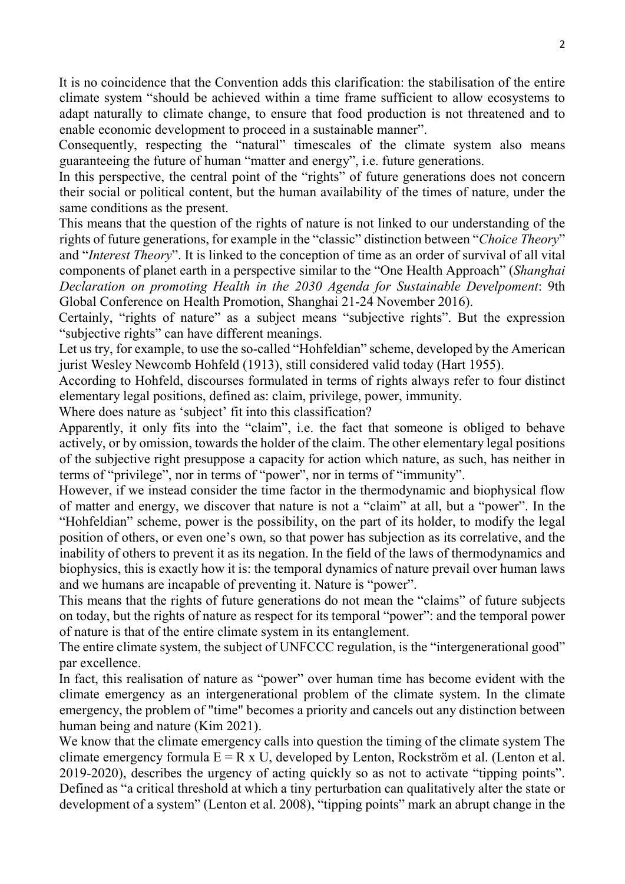It is no coincidence that the Convention adds this clarification: the stabilisation of the entire climate system "should be achieved within a time frame sufficient to allow ecosystems to adapt naturally to climate change, to ensure that food production is not threatened and to enable economic development to proceed in a sustainable manner".

Consequently, respecting the "natural" timescales of the climate system also means guaranteeing the future of human "matter and energy", i.e. future generations.

In this perspective, the central point of the "rights" of future generations does not concern their social or political content, but the human availability of the times of nature, under the same conditions as the present.

This means that the question of the rights of nature is not linked to our understanding of the rights of future generations, for example in the "classic" distinction between "*Choice Theory*" and "*Interest Theory*". It is linked to the conception of time as an order of survival of all vital components of planet earth in a perspective similar to the "One Health Approach" (*Shanghai Declaration on promoting Health in the 2030 Agenda for Sustainable Develpoment*: 9th Global Conference on Health Promotion, Shanghai 21-24 November 2016).

Certainly, "rights of nature" as a subject means "subjective rights". But the expression "subjective rights" can have different meanings.

Let us try, for example, to use the so-called "Hohfeldian" scheme, developed by the American jurist Wesley Newcomb Hohfeld (1913), still considered valid today (Hart 1955).

According to Hohfeld, discourses formulated in terms of rights always refer to four distinct elementary legal positions, defined as: claim, privilege, power, immunity.

Where does nature as 'subject' fit into this classification?

Apparently, it only fits into the "claim", i.e. the fact that someone is obliged to behave actively, or by omission, towards the holder of the claim. The other elementary legal positions of the subjective right presuppose a capacity for action which nature, as such, has neither in terms of "privilege", nor in terms of "power", nor in terms of "immunity".

However, if we instead consider the time factor in the thermodynamic and biophysical flow of matter and energy, we discover that nature is not a "claim" at all, but a "power". In the "Hohfeldian" scheme, power is the possibility, on the part of its holder, to modify the legal position of others, or even one's own, so that power has subjection as its correlative, and the inability of others to prevent it as its negation. In the field of the laws of thermodynamics and biophysics, this is exactly how it is: the temporal dynamics of nature prevail over human laws and we humans are incapable of preventing it. Nature is "power".

This means that the rights of future generations do not mean the "claims" of future subjects on today, but the rights of nature as respect for its temporal "power": and the temporal power of nature is that of the entire climate system in its entanglement.

The entire climate system, the subject of UNFCCC regulation, is the "intergenerational good" par excellence.

In fact, this realisation of nature as "power" over human time has become evident with the climate emergency as an intergenerational problem of the climate system. In the climate emergency, the problem of "time" becomes a priority and cancels out any distinction between human being and nature (Kim 2021).

We know that the climate emergency calls into question the timing of the climate system The climate emergency formula $E = R \times U$, developed by Lenton, Rockström et al. (Lenton et al. 2019-2020), describes the urgency of acting quickly so as not to activate "tipping points". Defined as "a critical threshold at which a tiny perturbation can qualitatively alter the state or development of a system" (Lenton et al. 2008), "tipping points" mark an abrupt change in the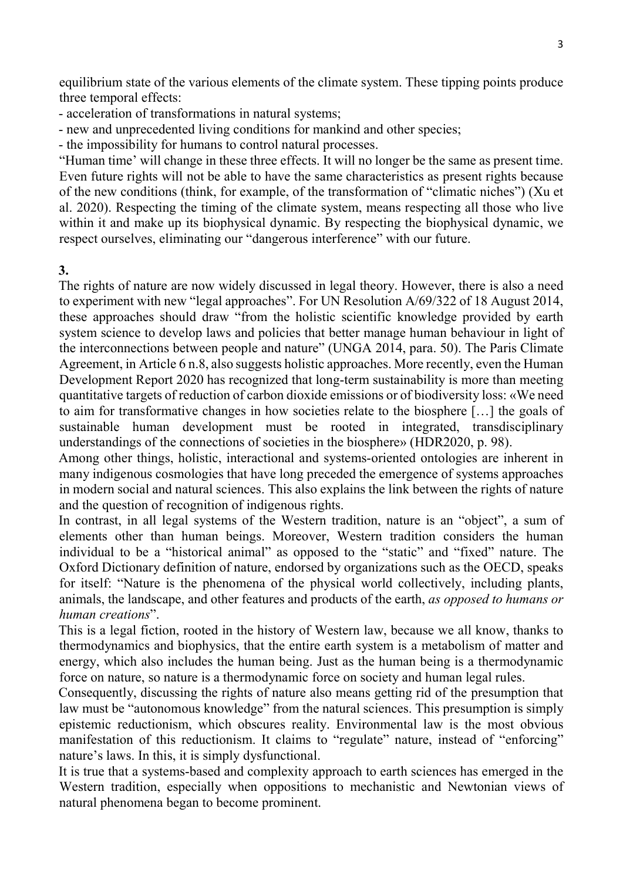equilibrium state of the various elements of the climate system. These tipping points produce three temporal effects:

- acceleration of transformations in natural systems;
- new and unprecedented living conditions for mankind and other species;
- the impossibility for humans to control natural processes.

"Human time' will change in these three effects. It will no longer be the same as present time. Even future rights will not be able to have the same characteristics as present rights because of the new conditions (think, for example, of the transformation of "climatic niches") (Xu et al. 2020). Respecting the timing of the climate system, means respecting all those who live within it and make up its biophysical dynamic. By respecting the biophysical dynamic, we respect ourselves, eliminating our "dangerous interference" with our future.

**3.**

The rights of nature are now widely discussed in legal theory. However, there is also a need to experiment with new "legal approaches". For UN Resolution A/69/322 of 18 August 2014, these approaches should draw "from the holistic scientific knowledge provided by earth system science to develop laws and policies that better manage human behaviour in light of the interconnections between people and nature" (UNGA 2014, para. 50). The Paris Climate Agreement, in Article 6 n.8, also suggests holistic approaches. More recently, even the Human Development Report 2020 has recognized that long-term sustainability is more than meeting quantitative targets of reduction of carbon dioxide emissions or of biodiversity loss: «We need to aim for transformative changes in how societies relate to the biosphere […] the goals of sustainable human development must be rooted in integrated, transdisciplinary understandings of the connections of societies in the biosphere» (HDR2020, p. 98).

Among other things, holistic, interactional and systems-oriented ontologies are inherent in many indigenous cosmologies that have long preceded the emergence of systems approaches in modern social and natural sciences. This also explains the link between the rights of nature and the question of recognition of indigenous rights.

In contrast, in all legal systems of the Western tradition, nature is an "object", a sum of elements other than human beings. Moreover, Western tradition considers the human individual to be a "historical animal" as opposed to the "static" and "fixed" nature. The Oxford Dictionary definition of nature, endorsed by organizations such as the OECD, speaks for itself: "Nature is the phenomena of the physical world collectively, including plants, animals, the landscape, and other features and products of the earth, *as opposed to humans or human creations*".

This is a legal fiction, rooted in the history of Western law, because we all know, thanks to thermodynamics and biophysics, that the entire earth system is a metabolism of matter and energy, which also includes the human being. Just as the human being is a thermodynamic force on nature, so nature is a thermodynamic force on society and human legal rules.

Consequently, discussing the rights of nature also means getting rid of the presumption that law must be "autonomous knowledge" from the natural sciences. This presumption is simply epistemic reductionism, which obscures reality. Environmental law is the most obvious manifestation of this reductionism. It claims to "regulate" nature, instead of "enforcing" nature's laws. In this, it is simply dysfunctional.

It is true that a systems-based and complexity approach to earth sciences has emerged in the Western tradition, especially when oppositions to mechanistic and Newtonian views of natural phenomena began to become prominent.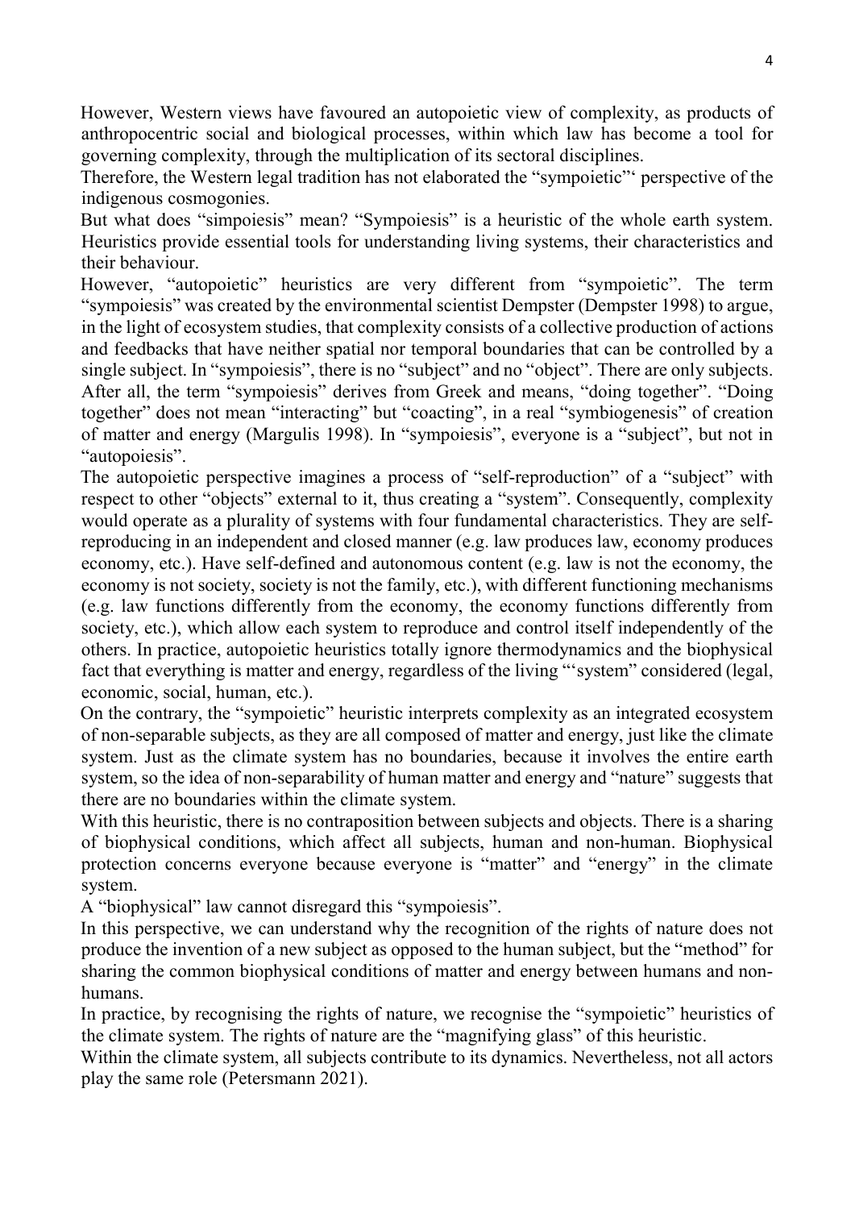However, Western views have favoured an autopoietic view of complexity, as products of anthropocentric social and biological processes, within which law has become a tool for governing complexity, through the multiplication of its sectoral disciplines.

Therefore, the Western legal tradition has not elaborated the "sympoietic"' perspective of the indigenous cosmogonies.

But what does "simpoiesis" mean? "Sympoiesis" is a heuristic of the whole earth system. Heuristics provide essential tools for understanding living systems, their characteristics and their behaviour.

However, "autopoietic" heuristics are very different from "sympoietic". The term "sympoiesis" was created by the environmental scientist Dempster (Dempster 1998) to argue, in the light of ecosystem studies, that complexity consists of a collective production of actions and feedbacks that have neither spatial nor temporal boundaries that can be controlled by a single subject. In "sympoiesis", there is no "subject" and no "object". There are only subjects. After all, the term "sympoiesis" derives from Greek and means, "doing together". "Doing together" does not mean "interacting" but "coacting", in a real "symbiogenesis" of creation of matter and energy (Margulis 1998). In "sympoiesis", everyone is a "subject", but not in "autopoiesis".

The autopoietic perspective imagines a process of "self-reproduction" of a "subject" with respect to other "objects" external to it, thus creating a "system". Consequently, complexity would operate as a plurality of systems with four fundamental characteristics. They are self-reproducing in an independent and closed manner (e.g. law produces law, economy produces economy, etc.). Have self-defined and autonomous content (e.g. law is not the economy, the economy is not society, society is not the family, etc.), with different functioning mechanisms (e.g. law functions differently from the economy, the economy functions differently from society, etc.), which allow each system to reproduce and control itself independently of the others. In practice, autopoietic heuristics totally ignore thermodynamics and the biophysical fact that everything is matter and energy, regardless of the living "'system" considered (legal, economic, social, human, etc.).

On the contrary, the "sympoietic" heuristic interprets complexity as an integrated ecosystem of non-separable subjects, as they are all composed of matter and energy, just like the climate system. Just as the climate system has no boundaries, because it involves the entire earth system, so the idea of non-separability of human matter and energy and "nature" suggests that there are no boundaries within the climate system.

With this heuristic, there is no contraposition between subjects and objects. There is a sharing of biophysical conditions, which affect all subjects, human and non-human. Biophysical protection concerns everyone because everyone is "matter" and "energy" in the climate system.

A "biophysical" law cannot disregard this "sympoiesis".

In this perspective, we can understand why the recognition of the rights of nature does not produce the invention of a new subject as opposed to the human subject, but the "method" for sharing the common biophysical conditions of matter and energy between humans and non-humans.

In practice, by recognising the rights of nature, we recognise the "sympoietic" heuristics of the climate system. The rights of nature are the "magnifying glass" of this heuristic.

Within the climate system, all subjects contribute to its dynamics. Nevertheless, not all actors play the same role (Petersmann 2021).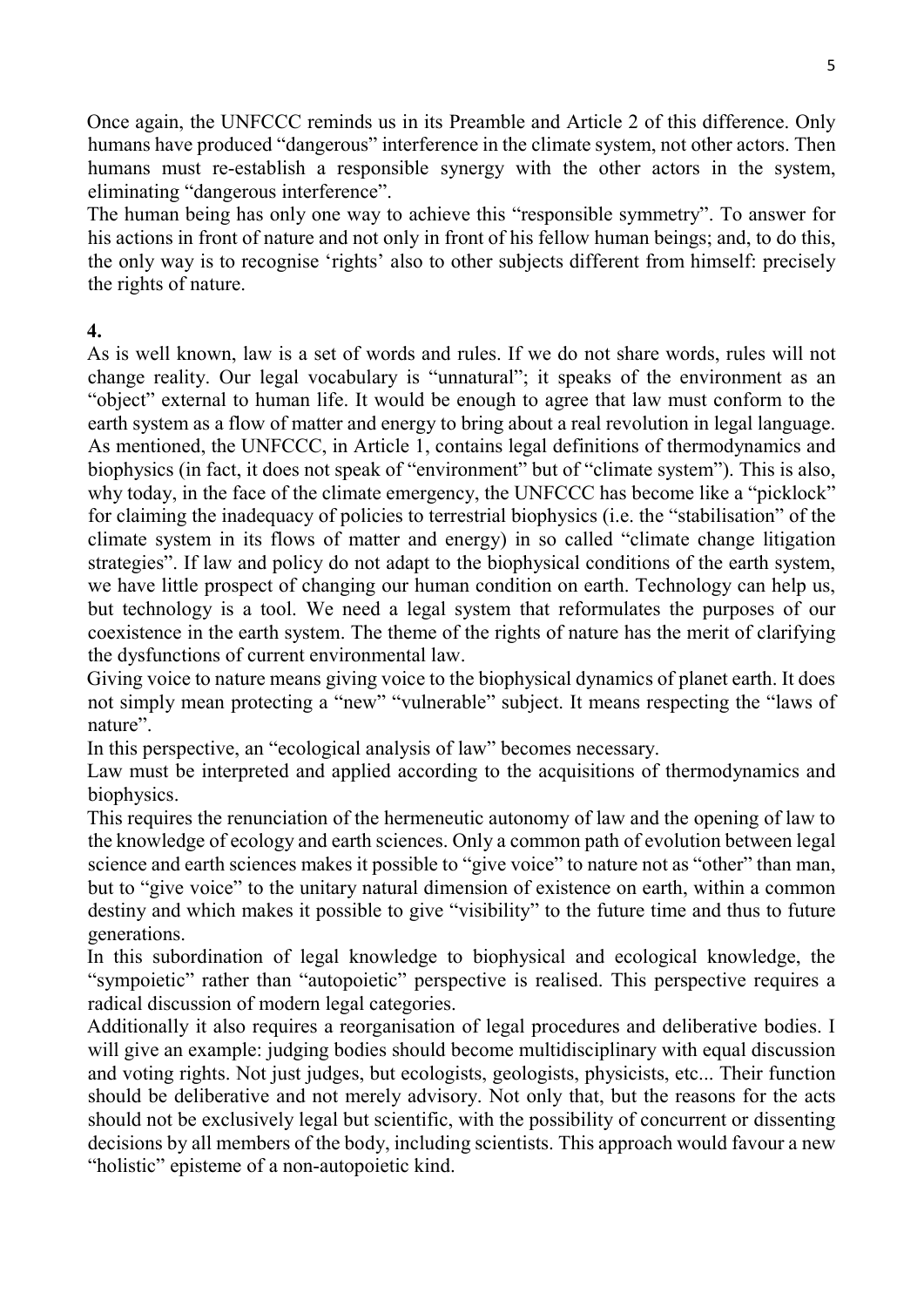Once again, the UNFCCC reminds us in its Preamble and Article 2 of this difference. Only humans have produced "dangerous" interference in the climate system, not other actors. Then humans must re-establish a responsible synergy with the other actors in the system, eliminating "dangerous interference".

The human being has only one way to achieve this "responsible symmetry". To answer for his actions in front of nature and not only in front of his fellow human beings; and, to do this, the only way is to recognise 'rights' also to other subjects different from himself: precisely the rights of nature.

## 4.

As is well known, law is a set of words and rules. If we do not share words, rules will not change reality. Our legal vocabulary is "unnatural"; it speaks of the environment as an "object" external to human life. It would be enough to agree that law must conform to the earth system as a flow of matter and energy to bring about a real revolution in legal language. As mentioned, the UNFCCC, in Article 1, contains legal definitions of thermodynamics and biophysics (in fact, it does not speak of "environment" but of "climate system"). This is also, why today, in the face of the climate emergency, the UNFCCC has become like a "picklock" for claiming the inadequacy of policies to terrestrial biophysics (i.e. the "stabilisation" of the climate system in its flows of matter and energy) in so called "climate change litigation strategies". If law and policy do not adapt to the biophysical conditions of the earth system, we have little prospect of changing our human condition on earth. Technology can help us, but technology is a tool. We need a legal system that reformulates the purposes of our coexistence in the earth system. The theme of the rights of nature has the merit of clarifying the dysfunctions of current environmental law.

Giving voice to nature means giving voice to the biophysical dynamics of planet earth. It does not simply mean protecting a "new" "vulnerable" subject. It means respecting the "laws of nature".

In this perspective, an "ecological analysis of law" becomes necessary.

Law must be interpreted and applied according to the acquisitions of thermodynamics and biophysics.

This requires the renunciation of the hermeneutic autonomy of law and the opening of law to the knowledge of ecology and earth sciences. Only a common path of evolution between legal science and earth sciences makes it possible to "give voice" to nature not as "other" than man, but to "give voice" to the unitary natural dimension of existence on earth, within a common destiny and which makes it possible to give "visibility" to the future time and thus to future generations.

In this subordination of legal knowledge to biophysical and ecological knowledge, the "sympoietic" rather than "autopoietic" perspective is realised. This perspective requires a radical discussion of modern legal categories.

Additionally it also requires a reorganisation of legal procedures and deliberative bodies. I will give an example: judging bodies should become multidisciplinary with equal discussion and voting rights. Not just judges, but ecologists, geologists, physicists, etc... Their function should be deliberative and not merely advisory. Not only that, but the reasons for the acts should not be exclusively legal but scientific, with the possibility of concurrent or dissenting decisions by all members of the body, including scientists. This approach would favour a new "holistic" episteme of a non-autopoietic kind.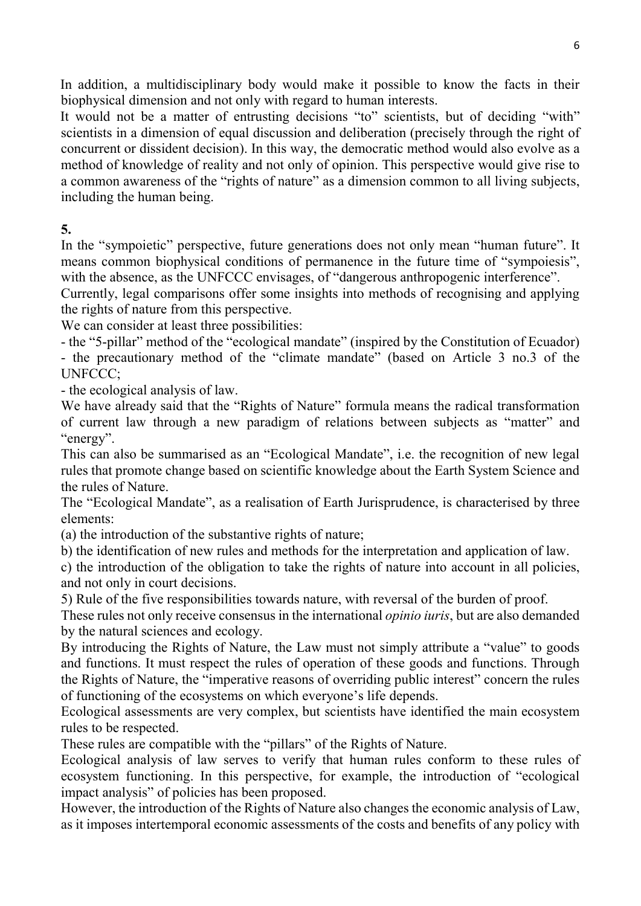In addition, a multidisciplinary body would make it possible to know the facts in their biophysical dimension and not only with regard to human interests.
It would not be a matter of entrusting decisions "to" scientists, but of deciding "with" scientists in a dimension of equal discussion and deliberation (precisely through the right of concurrent or dissident decision). In this way, the democratic method would also evolve as a method of knowledge of reality and not only of opinion. This perspective would give rise to a common awareness of the "rights of nature" as a dimension common to all living subjects, including the human being.

**5.**

In the "sympoietic" perspective, future generations does not only mean "human future". It means common biophysical conditions of permanence in the future time of "sympoiesis", with the absence, as the UNFCCC envisages, of "dangerous anthropogenic interference".
Currently, legal comparisons offer some insights into methods of recognising and applying the rights of nature from this perspective.
We can consider at least three possibilities:
- the "5-pillar" method of the "ecological mandate" (inspired by the Constitution of Ecuador)
- the precautionary method of the "climate mandate" (based on Article 3 no.3 of the UNFCCC;
- the ecological analysis of law.

We have already said that the "Rights of Nature" formula means the radical transformation of current law through a new paradigm of relations between subjects as "matter" and "energy".
This can also be summarised as an "Ecological Mandate", i.e. the recognition of new legal rules that promote change based on scientific knowledge about the Earth System Science and the rules of Nature.
The "Ecological Mandate", as a realisation of Earth Jurisprudence, is characterised by three elements:
(a) the introduction of the substantive rights of nature;
b) the identification of new rules and methods for the interpretation and application of law.
c) the introduction of the obligation to take the rights of nature into account in all policies, and not only in court decisions.
5) Rule of the five responsibilities towards nature, with reversal of the burden of proof.
These rules not only receive consensus in the international *opinio iuris*, but are also demanded by the natural sciences and ecology.
By introducing the Rights of Nature, the Law must not simply attribute a "value" to goods and functions. It must respect the rules of operation of these goods and functions. Through the Rights of Nature, the "imperative reasons of overriding public interest" concern the rules of functioning of the ecosystems on which everyone's life depends.
Ecological assessments are very complex, but scientists have identified the main ecosystem rules to be respected.
These rules are compatible with the "pillars" of the Rights of Nature.
Ecological analysis of law serves to verify that human rules conform to these rules of ecosystem functioning. In this perspective, for example, the introduction of "ecological impact analysis" of policies has been proposed.
However, the introduction of the Rights of Nature also changes the economic analysis of Law, as it imposes intertemporal economic assessments of the costs and benefits of any policy with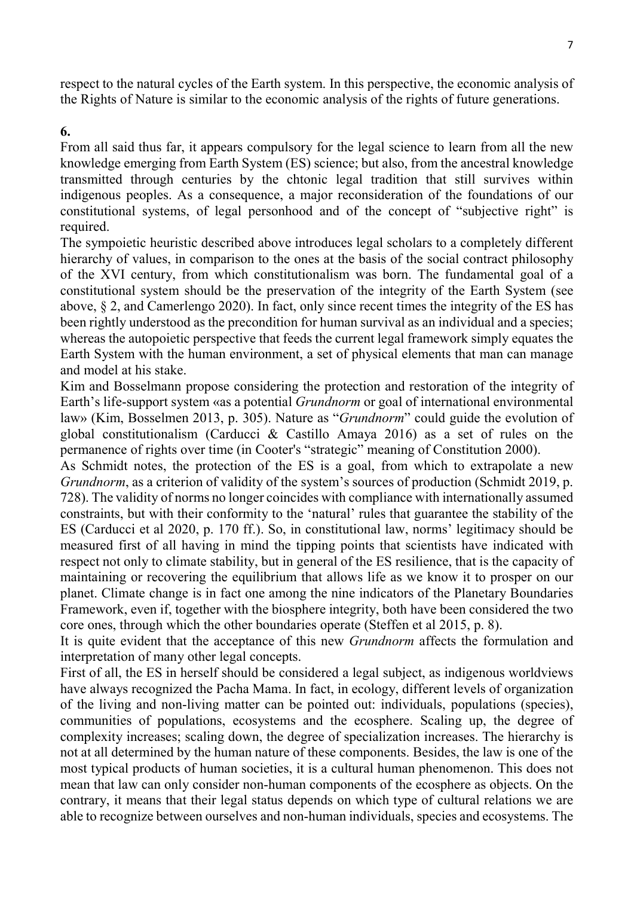respect to the natural cycles of the Earth system. In this perspective, the economic analysis of the Rights of Nature is similar to the economic analysis of the rights of future generations.

**6.**

From all said thus far, it appears compulsory for the legal science to learn from all the new knowledge emerging from Earth System (ES) science; but also, from the ancestral knowledge transmitted through centuries by the chtonic legal tradition that still survives within indigenous peoples. As a consequence, a major reconsideration of the foundations of our constitutional systems, of legal personhood and of the concept of "subjective right" is required.

The sympoietic heuristic described above introduces legal scholars to a completely different hierarchy of values, in comparison to the ones at the basis of the social contract philosophy of the XVI century, from which constitutionalism was born. The fundamental goal of a constitutional system should be the preservation of the integrity of the Earth System (see above, § 2, and Camerlengo 2020). In fact, only since recent times the integrity of the ES has been rightly understood as the precondition for human survival as an individual and a species; whereas the autopoietic perspective that feeds the current legal framework simply equates the Earth System with the human environment, a set of physical elements that man can manage and model at his stake.

Kim and Bosselmann propose considering the protection and restoration of the integrity of Earth's life-support system «as a potential *Grundnorm* or goal of international environmental law» (Kim, Bosselmen 2013, p. 305). Nature as "*Grundnorm*" could guide the evolution of global constitutionalism (Carducci & Castillo Amaya 2016) as a set of rules on the permanence of rights over time (in Cooter's "strategic" meaning of Constitution 2000).

As Schmidt notes, the protection of the ES is a goal, from which to extrapolate a new *Grundnorm*, as a criterion of validity of the system's sources of production (Schmidt 2019, p. 728). The validity of norms no longer coincides with compliance with internationally assumed constraints, but with their conformity to the 'natural' rules that guarantee the stability of the ES (Carducci et al 2020, p. 170 ff.). So, in constitutional law, norms' legitimacy should be measured first of all having in mind the tipping points that scientists have indicated with respect not only to climate stability, but in general of the ES resilience, that is the capacity of maintaining or recovering the equilibrium that allows life as we know it to prosper on our planet. Climate change is in fact one among the nine indicators of the Planetary Boundaries Framework, even if, together with the biosphere integrity, both have been considered the two core ones, through which the other boundaries operate (Steffen et al 2015, p. 8).

It is quite evident that the acceptance of this new *Grundnorm* affects the formulation and interpretation of many other legal concepts.

First of all, the ES in herself should be considered a legal subject, as indigenous worldviews have always recognized the Pacha Mama. In fact, in ecology, different levels of organization of the living and non-living matter can be pointed out: individuals, populations (species), communities of populations, ecosystems and the ecosphere. Scaling up, the degree of complexity increases; scaling down, the degree of specialization increases. The hierarchy is not at all determined by the human nature of these components. Besides, the law is one of the most typical products of human societies, it is a cultural human phenomenon. This does not mean that law can only consider non-human components of the ecosphere as objects. On the contrary, it means that their legal status depends on which type of cultural relations we are able to recognize between ourselves and non-human individuals, species and ecosystems. The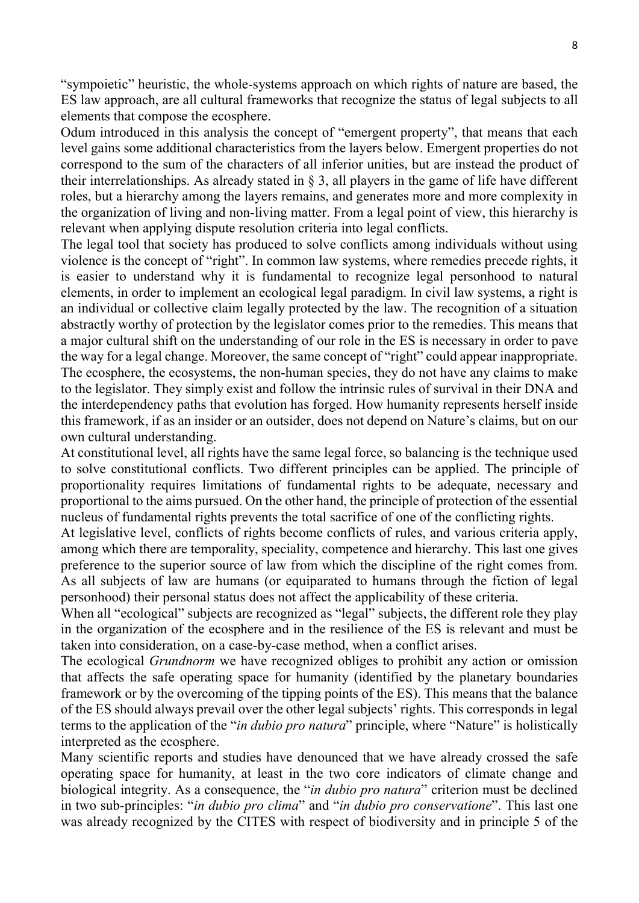"sympoietic" heuristic, the whole-systems approach on which rights of nature are based, the ES law approach, are all cultural frameworks that recognize the status of legal subjects to all elements that compose the ecosphere.

Odum introduced in this analysis the concept of "emergent property", that means that each level gains some additional characteristics from the layers below. Emergent properties do not correspond to the sum of the characters of all inferior unities, but are instead the product of their interrelationships. As already stated in § 3, all players in the game of life have different roles, but a hierarchy among the layers remains, and generates more and more complexity in the organization of living and non-living matter. From a legal point of view, this hierarchy is relevant when applying dispute resolution criteria into legal conflicts.

The legal tool that society has produced to solve conflicts among individuals without using violence is the concept of "right". In common law systems, where remedies precede rights, it is easier to understand why it is fundamental to recognize legal personhood to natural elements, in order to implement an ecological legal paradigm. In civil law systems, a right is an individual or collective claim legally protected by the law. The recognition of a situation abstractly worthy of protection by the legislator comes prior to the remedies. This means that a major cultural shift on the understanding of our role in the ES is necessary in order to pave the way for a legal change. Moreover, the same concept of "right" could appear inappropriate. The ecosphere, the ecosystems, the non-human species, they do not have any claims to make to the legislator. They simply exist and follow the intrinsic rules of survival in their DNA and the interdependency paths that evolution has forged. How humanity represents herself inside this framework, if as an insider or an outsider, does not depend on Nature's claims, but on our own cultural understanding.

At constitutional level, all rights have the same legal force, so balancing is the technique used to solve constitutional conflicts. Two different principles can be applied. The principle of proportionality requires limitations of fundamental rights to be adequate, necessary and proportional to the aims pursued. On the other hand, the principle of protection of the essential nucleus of fundamental rights prevents the total sacrifice of one of the conflicting rights.

At legislative level, conflicts of rights become conflicts of rules, and various criteria apply, among which there are temporality, speciality, competence and hierarchy. This last one gives preference to the superior source of law from which the discipline of the right comes from. As all subjects of law are humans (or equiparated to humans through the fiction of legal personhood) their personal status does not affect the applicability of these criteria.

When all "ecological" subjects are recognized as "legal" subjects, the different role they play in the organization of the ecosphere and in the resilience of the ES is relevant and must be taken into consideration, on a case-by-case method, when a conflict arises.

The ecological *Grundnorm* we have recognized obliges to prohibit any action or omission that affects the safe operating space for humanity (identified by the planetary boundaries framework or by the overcoming of the tipping points of the ES). This means that the balance of the ES should always prevail over the other legal subjects' rights. This corresponds in legal terms to the application of the "*in dubio pro natura*" principle, where "Nature" is holistically interpreted as the ecosphere.

Many scientific reports and studies have denounced that we have already crossed the safe operating space for humanity, at least in the two core indicators of climate change and biological integrity. As a consequence, the "*in dubio pro natura*" criterion must be declined in two sub-principles: "*in dubio pro clima*" and "*in dubio pro conservatione*". This last one was already recognized by the CITES with respect of biodiversity and in principle 5 of the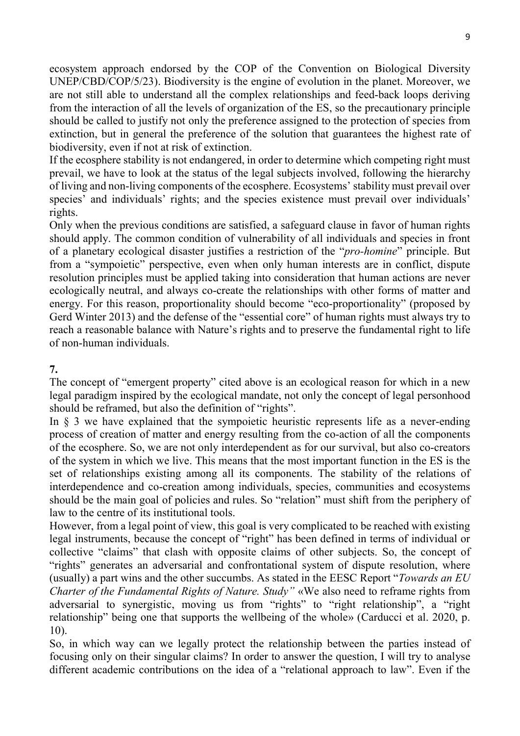ecosystem approach endorsed by the COP of the Convention on Biological Diversity UNEP/CBD/COP/5/23). Biodiversity is the engine of evolution in the planet. Moreover, we are not still able to understand all the complex relationships and feed-back loops deriving from the interaction of all the levels of organization of the ES, so the precautionary principle should be called to justify not only the preference assigned to the protection of species from extinction, but in general the preference of the solution that guarantees the highest rate of biodiversity, even if not at risk of extinction.

If the ecosphere stability is not endangered, in order to determine which competing right must prevail, we have to look at the status of the legal subjects involved, following the hierarchy of living and non-living components of the ecosphere. Ecosystems' stability must prevail over species' and individuals' rights; and the species existence must prevail over individuals' rights.

Only when the previous conditions are satisfied, a safeguard clause in favor of human rights should apply. The common condition of vulnerability of all individuals and species in front of a planetary ecological disaster justifies a restriction of the "*pro-homine*" principle. But from a "sympoietic" perspective, even when only human interests are in conflict, dispute resolution principles must be applied taking into consideration that human actions are never ecologically neutral, and always co-create the relationships with other forms of matter and energy. For this reason, proportionality should become "eco-proportionality" (proposed by Gerd Winter 2013) and the defense of the "essential core" of human rights must always try to reach a reasonable balance with Nature's rights and to preserve the fundamental right to life of non-human individuals.

**7.**

The concept of "emergent property" cited above is an ecological reason for which in a new legal paradigm inspired by the ecological mandate, not only the concept of legal personhood should be reframed, but also the definition of "rights".

In § 3 we have explained that the sympoietic heuristic represents life as a never-ending process of creation of matter and energy resulting from the co-action of all the components of the ecosphere. So, we are not only interdependent as for our survival, but also co-creators of the system in which we live. This means that the most important function in the ES is the set of relationships existing among all its components. The stability of the relations of interdependence and co-creation among individuals, species, communities and ecosystems should be the main goal of policies and rules. So "relation" must shift from the periphery of law to the centre of its institutional tools.

However, from a legal point of view, this goal is very complicated to be reached with existing legal instruments, because the concept of "right" has been defined in terms of individual or collective "claims" that clash with opposite claims of other subjects. So, the concept of "rights" generates an adversarial and confrontational system of dispute resolution, where (usually) a part wins and the other succumbs. As stated in the EESC Report "*Towards an EU Charter of the Fundamental Rights of Nature. Study"* «We also need to reframe rights from adversarial to synergistic, moving us from "rights" to "right relationship", a "right relationship" being one that supports the wellbeing of the whole» (Carducci et al. 2020, p. 10).

So, in which way can we legally protect the relationship between the parties instead of focusing only on their singular claims? In order to answer the question, I will try to analyse different academic contributions on the idea of a "relational approach to law". Even if the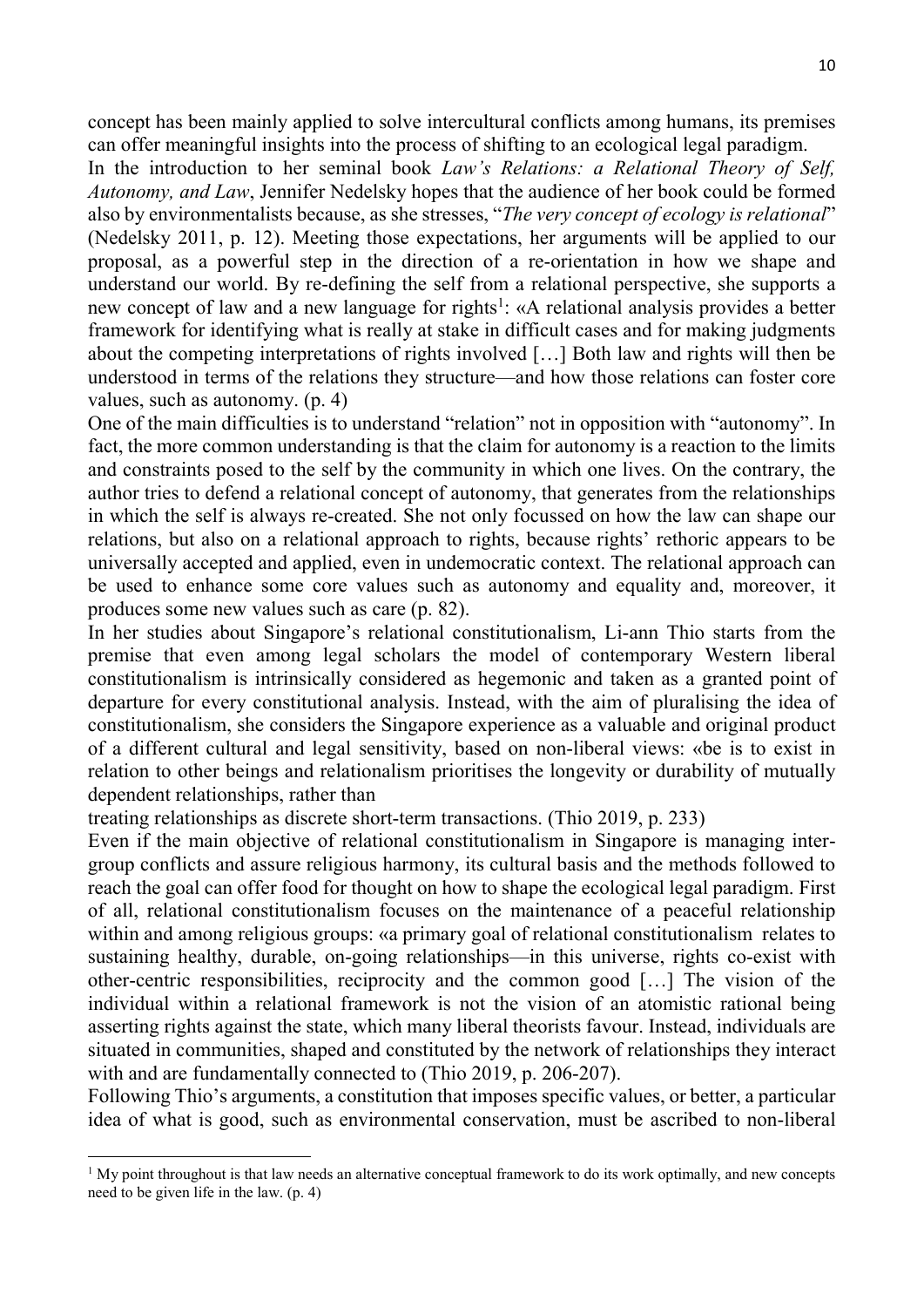concept has been mainly applied to solve intercultural conflicts among humans, its premises can offer meaningful insights into the process of shifting to an ecological legal paradigm.

In the introduction to her seminal book *Law's Relations: a Relational Theory of Self, Autonomy, and Law*, Jennifer Nedelsky hopes that the audience of her book could be formed also by environmentalists because, as she stresses, "*The very concept of ecology is relational*" (Nedelsky 2011, p. 12). Meeting those expectations, her arguments will be applied to our proposal, as a powerful step in the direction of a re-orientation in how we shape and understand our world. By re-defining the self from a relational perspective, she supports a new concept of law and a new language for rights[1]: «A relational analysis provides a better framework for identifying what is really at stake in difficult cases and for making judgments about the competing interpretations of rights involved […] Both law and rights will then be understood in terms of the relations they structure—and how those relations can foster core values, such as autonomy. (p. 4)

One of the main difficulties is to understand "relation" not in opposition with "autonomy". In fact, the more common understanding is that the claim for autonomy is a reaction to the limits and constraints posed to the self by the community in which one lives. On the contrary, the author tries to defend a relational concept of autonomy, that generates from the relationships in which the self is always re-created. She not only focussed on how the law can shape our relations, but also on a relational approach to rights, because rights' rethoric appears to be universally accepted and applied, even in undemocratic context. The relational approach can be used to enhance some core values such as autonomy and equality and, moreover, it produces some new values such as care (p. 82).

In her studies about Singapore's relational constitutionalism, Li-ann Thio starts from the premise that even among legal scholars the model of contemporary Western liberal constitutionalism is intrinsically considered as hegemonic and taken as a granted point of departure for every constitutional analysis. Instead, with the aim of pluralising the idea of constitutionalism, she considers the Singapore experience as a valuable and original product of a different cultural and legal sensitivity, based on non-liberal views: «be is to exist in relation to other beings and relationalism prioritises the longevity or durability of mutually dependent relationships, rather than

treating relationships as discrete short-term transactions. (Thio 2019, p. 233)

Even if the main objective of relational constitutionalism in Singapore is managing inter-group conflicts and assure religious harmony, its cultural basis and the methods followed to reach the goal can offer food for thought on how to shape the ecological legal paradigm. First of all, relational constitutionalism focuses on the maintenance of a peaceful relationship within and among religious groups: «a primary goal of relational constitutionalism relates to sustaining healthy, durable, on-going relationships—in this universe, rights co-exist with other-centric responsibilities, reciprocity and the common good […] The vision of the individual within a relational framework is not the vision of an atomistic rational being asserting rights against the state, which many liberal theorists favour. Instead, individuals are situated in communities, shaped and constituted by the network of relationships they interact with and are fundamentally connected to (Thio 2019, p. 206-207).

Following Thio's arguments, a constitution that imposes specific values, or better, a particular idea of what is good, such as environmental conservation, must be ascribed to non-liberal

[1] My point throughout is that law needs an alternative conceptual framework to do its work optimally, and new concepts need to be given life in the law. (p. 4)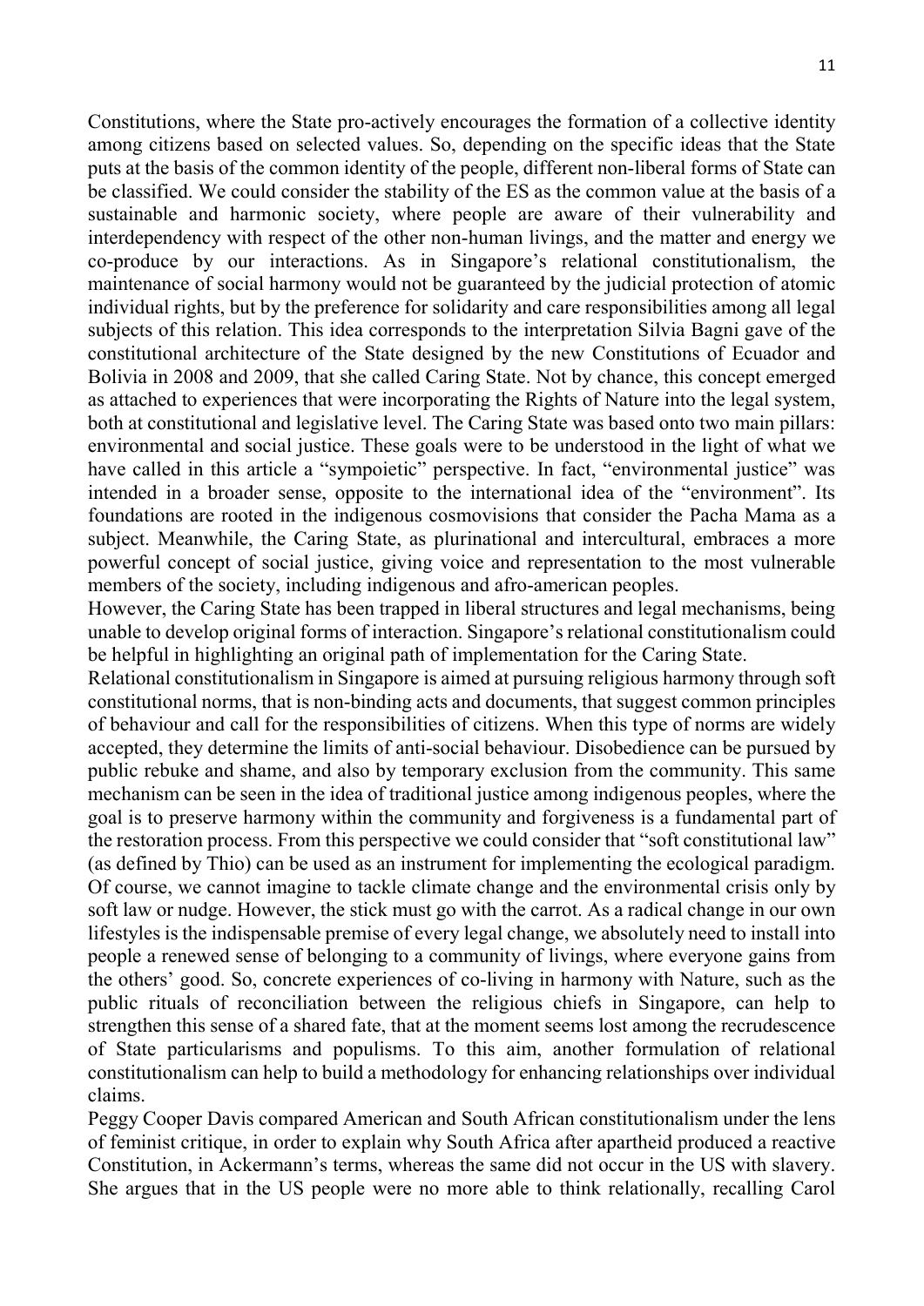Constitutions, where the State pro-actively encourages the formation of a collective identity among citizens based on selected values. So, depending on the specific ideas that the State puts at the basis of the common identity of the people, different non-liberal forms of State can be classified. We could consider the stability of the ES as the common value at the basis of a sustainable and harmonic society, where people are aware of their vulnerability and interdependency with respect of the other non-human livings, and the matter and energy we co-produce by our interactions. As in Singapore's relational constitutionalism, the maintenance of social harmony would not be guaranteed by the judicial protection of atomic individual rights, but by the preference for solidarity and care responsibilities among all legal subjects of this relation. This idea corresponds to the interpretation Silvia Bagni gave of the constitutional architecture of the State designed by the new Constitutions of Ecuador and Bolivia in 2008 and 2009, that she called Caring State. Not by chance, this concept emerged as attached to experiences that were incorporating the Rights of Nature into the legal system, both at constitutional and legislative level. The Caring State was based onto two main pillars: environmental and social justice. These goals were to be understood in the light of what we have called in this article a "sympoietic" perspective. In fact, "environmental justice" was intended in a broader sense, opposite to the international idea of the "environment". Its foundations are rooted in the indigenous cosmovisions that consider the Pacha Mama as a subject. Meanwhile, the Caring State, as plurinational and intercultural, embraces a more powerful concept of social justice, giving voice and representation to the most vulnerable members of the society, including indigenous and afro-american peoples.

However, the Caring State has been trapped in liberal structures and legal mechanisms, being unable to develop original forms of interaction. Singapore's relational constitutionalism could be helpful in highlighting an original path of implementation for the Caring State.

Relational constitutionalism in Singapore is aimed at pursuing religious harmony through soft constitutional norms, that is non-binding acts and documents, that suggest common principles of behaviour and call for the responsibilities of citizens. When this type of norms are widely accepted, they determine the limits of anti-social behaviour. Disobedience can be pursued by public rebuke and shame, and also by temporary exclusion from the community. This same mechanism can be seen in the idea of traditional justice among indigenous peoples, where the goal is to preserve harmony within the community and forgiveness is a fundamental part of the restoration process. From this perspective we could consider that "soft constitutional law" (as defined by Thio) can be used as an instrument for implementing the ecological paradigm. Of course, we cannot imagine to tackle climate change and the environmental crisis only by soft law or nudge. However, the stick must go with the carrot. As a radical change in our own lifestyles is the indispensable premise of every legal change, we absolutely need to install into people a renewed sense of belonging to a community of livings, where everyone gains from the others' good. So, concrete experiences of co-living in harmony with Nature, such as the public rituals of reconciliation between the religious chiefs in Singapore, can help to strengthen this sense of a shared fate, that at the moment seems lost among the recrudescence of State particularisms and populisms. To this aim, another formulation of relational constitutionalism can help to build a methodology for enhancing relationships over individual claims.

Peggy Cooper Davis compared American and South African constitutionalism under the lens of feminist critique, in order to explain why South Africa after apartheid produced a reactive Constitution, in Ackermann's terms, whereas the same did not occur in the US with slavery. She argues that in the US people were no more able to think relationally, recalling Carol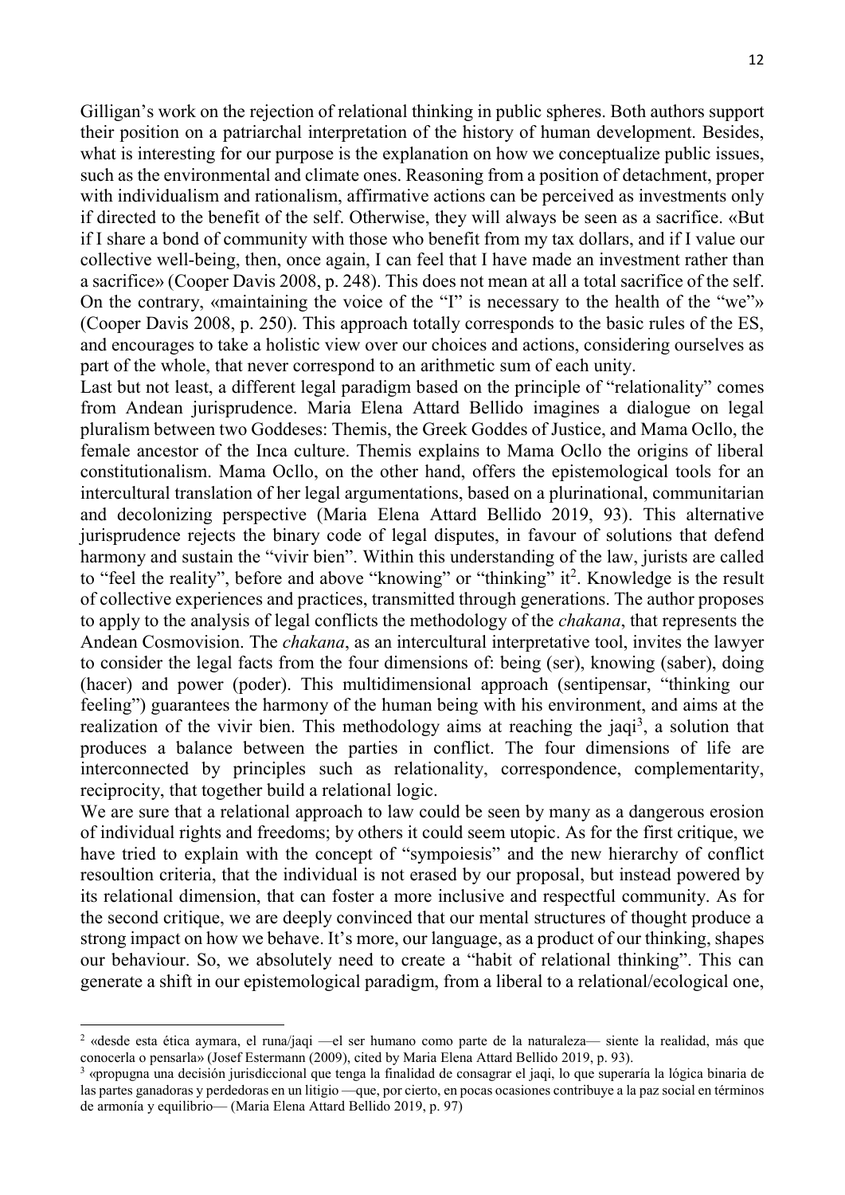Gilligan's work on the rejection of relational thinking in public spheres. Both authors support their position on a patriarchal interpretation of the history of human development. Besides, what is interesting for our purpose is the explanation on how we conceptualize public issues, such as the environmental and climate ones. Reasoning from a position of detachment, proper with individualism and rationalism, affirmative actions can be perceived as investments only if directed to the benefit of the self. Otherwise, they will always be seen as a sacrifice. «But if I share a bond of community with those who benefit from my tax dollars, and if I value our collective well-being, then, once again, I can feel that I have made an investment rather than a sacrifice» (Cooper Davis 2008, p. 248). This does not mean at all a total sacrifice of the self. On the contrary, «maintaining the voice of the "I" is necessary to the health of the "we"» (Cooper Davis 2008, p. 250). This approach totally corresponds to the basic rules of the ES, and encourages to take a holistic view over our choices and actions, considering ourselves as part of the whole, that never correspond to an arithmetic sum of each unity.

Last but not least, a different legal paradigm based on the principle of "relationality" comes from Andean jurisprudence. Maria Elena Attard Bellido imagines a dialogue on legal pluralism between two Goddeses: Themis, the Greek Goddes of Justice, and Mama Ocllo, the female ancestor of the Inca culture. Themis explains to Mama Ocllo the origins of liberal constitutionalism. Mama Ocllo, on the other hand, offers the epistemological tools for an intercultural translation of her legal argumentations, based on a plurinational, communitarian and decolonizing perspective (Maria Elena Attard Bellido 2019, 93). This alternative jurisprudence rejects the binary code of legal disputes, in favour of solutions that defend harmony and sustain the "vivir bien". Within this understanding of the law, jurists are called to "feel the reality", before and above "knowing" or "thinking" it[2]. Knowledge is the result of collective experiences and practices, transmitted through generations. The author proposes to apply to the analysis of legal conflicts the methodology of the *chakana*, that represents the Andean Cosmovision. The *chakana*, as an intercultural interpretative tool, invites the lawyer to consider the legal facts from the four dimensions of: being (ser), knowing (saber), doing (hacer) and power (poder). This multidimensional approach (sentipensar, "thinking our feeling") guarantees the harmony of the human being with his environment, and aims at the realization of the vivir bien. This methodology aims at reaching the jaqi[3], a solution that produces a balance between the parties in conflict. The four dimensions of life are interconnected by principles such as relationality, correspondence, complementarity, reciprocity, that together build a relational logic.

We are sure that a relational approach to law could be seen by many as a dangerous erosion of individual rights and freedoms; by others it could seem utopic. As for the first critique, we have tried to explain with the concept of "sympoiesis" and the new hierarchy of conflict resoultion criteria, that the individual is not erased by our proposal, but instead powered by its relational dimension, that can foster a more inclusive and respectful community. As for the second critique, we are deeply convinced that our mental structures of thought produce a strong impact on how we behave. It's more, our language, as a product of our thinking, shapes our behaviour. So, we absolutely need to create a "habit of relational thinking". This can generate a shift in our epistemological paradigm, from a liberal to a relational/ecological one,

---

[2] «desde esta ética aymara, el runa/jaqi —el ser humano como parte de la naturaleza— siente la realidad, más que conocerla o pensarla» (Josef Estermann (2009), cited by Maria Elena Attard Bellido 2019, p. 93).

[3] «propugna una decisión jurisdiccional que tenga la finalidad de consagrar el jaqi, lo que superaría la lógica binaria de las partes ganadoras y perdedoras en un litigio —que, por cierto, en pocas ocasiones contribuye a la paz social en términos de armonía y equilibrio— (Maria Elena Attard Bellido 2019, p. 97)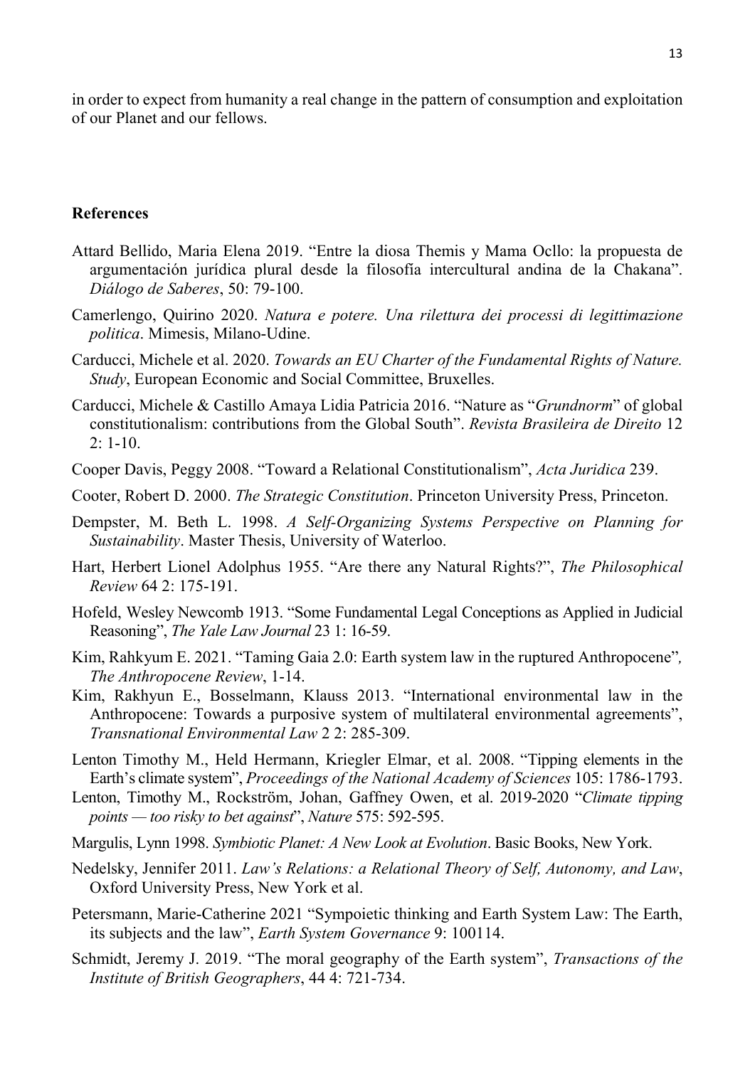in order to expect from humanity a real change in the pattern of consumption and exploitation of our Planet and our fellows.

## References

Attard Bellido, Maria Elena 2019. "Entre la diosa Themis y Mama Ocllo: la propuesta de argumentación jurídica plural desde la filosofía intercultural andina de la Chakana". *Diálogo de Saberes*, 50: 79-100.

Camerlengo, Quirino 2020. *Natura e potere. Una rilettura dei processi di legittimazione politica*. Mimesis, Milano-Udine.

Carducci, Michele et al. 2020. *Towards an EU Charter of the Fundamental Rights of Nature. Study*, European Economic and Social Committee, Bruxelles.

Carducci, Michele & Castillo Amaya Lidia Patricia 2016. "Nature as "*Grundnorm*" of global constitutionalism: contributions from the Global South". *Revista Brasileira de Direito* 12 2: 1-10.

Cooper Davis, Peggy 2008. "Toward a Relational Constitutionalism", *Acta Juridica* 239.

Cooter, Robert D. 2000. *The Strategic Constitution*. Princeton University Press, Princeton.

Dempster, M. Beth L. 1998. *A Self-Organizing Systems Perspective on Planning for Sustainability*. Master Thesis, University of Waterloo.

Hart, Herbert Lionel Adolphus 1955. "Are there any Natural Rights?", *The Philosophical Review* 64 2: 175-191.

Hofeld, Wesley Newcomb 1913. "Some Fundamental Legal Conceptions as Applied in Judicial Reasoning", *The Yale Law Journal* 23 1: 16-59.

Kim, Rahkyum E. 2021. "Taming Gaia 2.0: Earth system law in the ruptured Anthropocene"*, The Anthropocene Review*, 1-14.

Kim, Rakhyun E., Bosselmann, Klauss 2013. "International environmental law in the Anthropocene: Towards a purposive system of multilateral environmental agreements", *Transnational Environmental Law* 2 2: 285-309.

Lenton Timothy M., Held Hermann, Kriegler Elmar, et al. 2008. "Tipping elements in the Earth's climate system", *Proceedings of the National Academy of Sciences* 105: 1786-1793.

Lenton, Timothy M., Rockström, Johan, Gaffney Owen, et al. 2019-2020 "*Climate tipping points — too risky to bet against*", *Nature* 575: 592-595.

Margulis, Lynn 1998. *Symbiotic Planet: A New Look at Evolution*. Basic Books, New York.

Nedelsky, Jennifer 2011. *Law's Relations: a Relational Theory of Self, Autonomy, and Law*, Oxford University Press, New York et al.

Petersmann, Marie-Catherine 2021 "Sympoietic thinking and Earth System Law: The Earth, its subjects and the law", *Earth System Governance* 9: 100114.

Schmidt, Jeremy J. 2019. "The moral geography of the Earth system", *Transactions of the Institute of British Geographers*, 44 4: 721-734.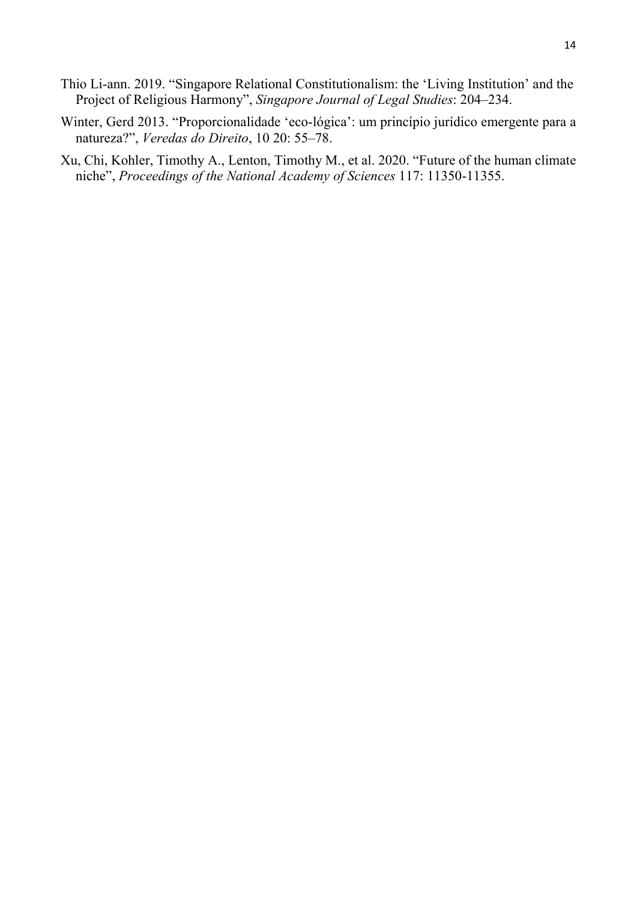Thio Li-ann. 2019. “Singapore Relational Constitutionalism: the ‘Living Institution’ and the Project of Religious Harmony”, *Singapore Journal of Legal Studies*: 204–234.

Winter, Gerd 2013. “Proporcionalidade ‘eco-lógica’: um princípio jurídico emergente para a natureza?”, *Veredas do Direito*, 10 20: 55–78.

Xu, Chi, Kohler, Timothy A., Lenton, Timothy M., et al. 2020. “Future of the human climate niche”, *Proceedings of the National Academy of Sciences* 117: 11350-11355.